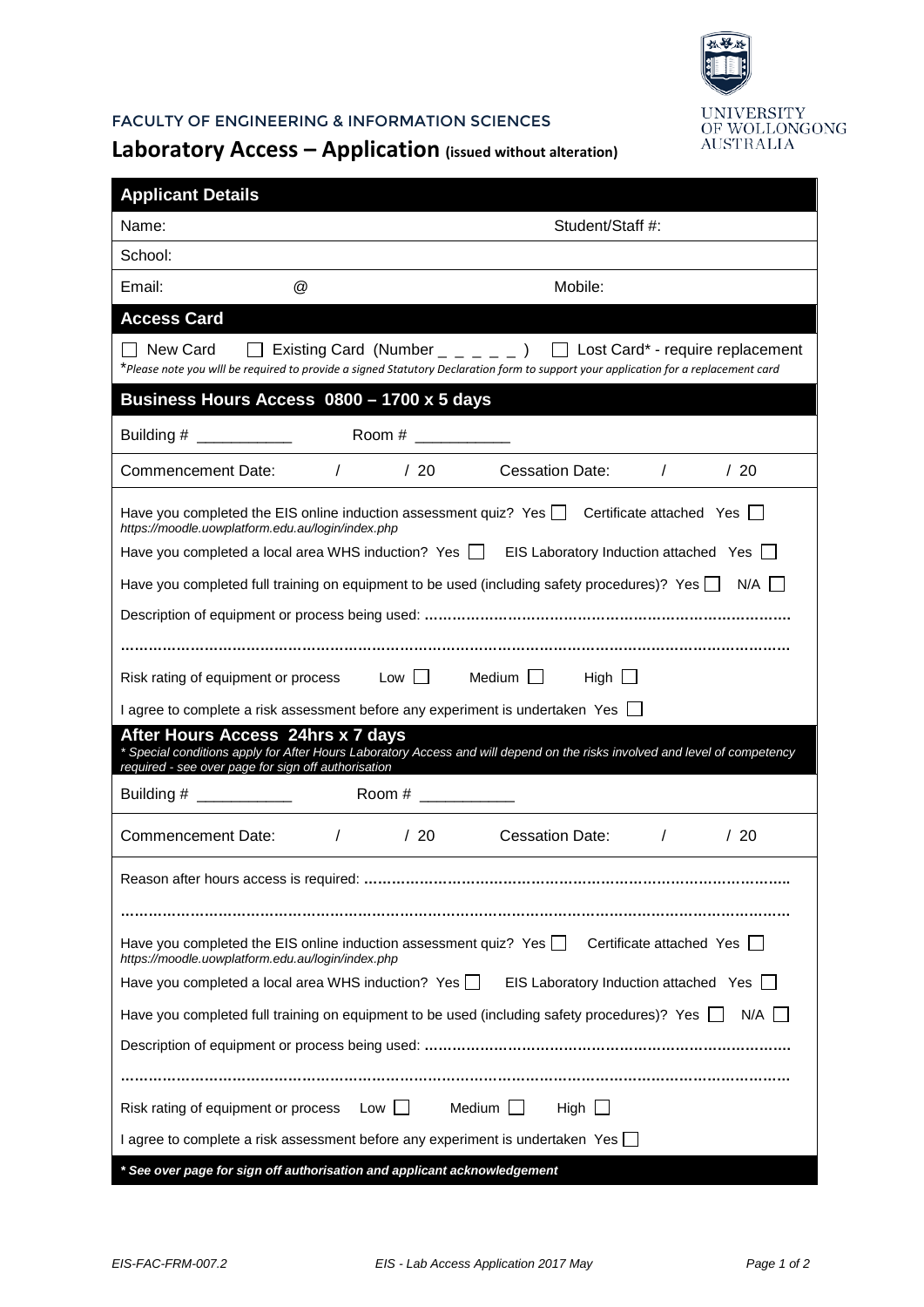FACULTY OF ENGINEERING & INFORMATION SCIENCES

UNIVERSITY OF WOLLONGONG AUSTRALIA

# Laboratory Access – Application (issued without alteration)

## Applicant Details

Name: Student/Staff #:

School:

Email: @ Mobile:

## Access Card

☐ New Card ☐ Existing Card (Number _ _ _ _ _ ) ☐ Lost Card* - require replacement

*Please note you will be required to provide a signed Statutory Declaration form to support your application for a replacement card*

## Business Hours Access 0800 – 1700 x 5 days

Building # ___________ Room # ___________

Commencement Date: / / 20 Cessation Date: / / 20

Have you completed the EIS online induction assessment quiz? Yes ☐ Certificate attached Yes ☐

*https://moodle.uowplatform.edu.au/login/index.php*

Have you completed a local area WHS induction? Yes ☐ EIS Laboratory Induction attached Yes ☐

Have you completed full training on equipment to be used (including safety procedures)? Yes ☐ N/A ☐

Description of equipment or process being used: ……………………………………………………………………

……………………………………………………………………………………………………………………………

Risk rating of equipment or process Low ☐ Medium ☐ High ☐

I agree to complete a risk assessment before any experiment is undertaken Yes ☐

## After Hours Access 24hrs x 7 days

*\* Special conditions apply for After Hours Laboratory Access and will depend on the risks involved and level of competency required - see over page for sign off authorisation*

Building # ___________ Room # ___________

Commencement Date: / / 20 Cessation Date: / / 20

Reason after hours access is required: ……………………………………………………………………………

……………………………………………………………………………………………………………………………

Have you completed the EIS online induction assessment quiz? Yes ☐ Certificate attached Yes ☐

*https://moodle.uowplatform.edu.au/login/index.php*

Have you completed a local area WHS induction? Yes ☐ EIS Laboratory Induction attached Yes ☐

Have you completed full training on equipment to be used (including safety procedures)? Yes ☐ N/A ☐

Description of equipment or process being used: ……………………………………………………………………

……………………………………………………………………………………………………………………………

Risk rating of equipment or process Low ☐ Medium ☐ High ☐

I agree to complete a risk assessment before any experiment is undertaken Yes ☐

***\* See over page for sign off authorisation and applicant acknowledgement***

EIS-FAC-FRM-007.2 EIS - Lab Access Application 2017 May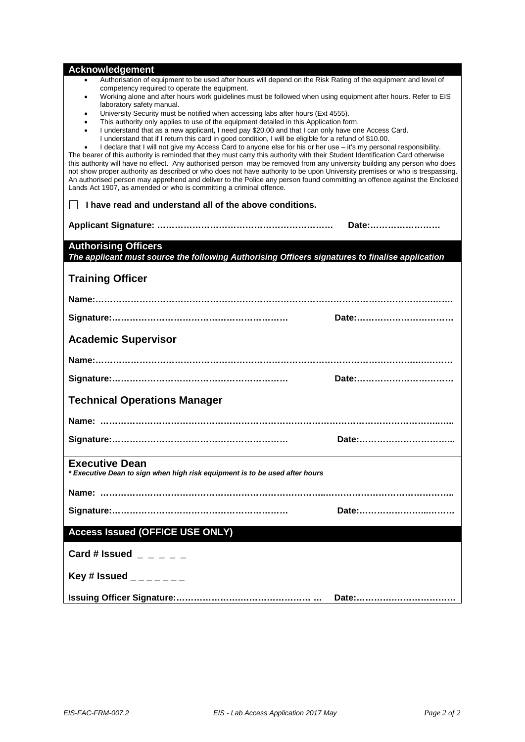## Acknowledgement

- Authorisation of equipment to be used after hours will depend on the Risk Rating of the equipment and level of competency required to operate the equipment.
- Working alone and after hours work guidelines must be followed when using equipment after hours. Refer to EIS laboratory safety manual.
- University Security must be notified when accessing labs after hours (Ext 4555).
- This authority only applies to use of the equipment detailed in this Application form.
- I understand that as a new applicant, I need pay $20.00 and that I can only have one Access Card. I understand that if I return this card in good condition, I will be eligible for a refund of $10.00.
- I declare that I will not give my Access Card to anyone else for his or her use – it's my personal responsibility.

The bearer of this authority is reminded that they must carry this authority with their Student Identification Card otherwise this authority will have no effect. Any authorised person may be removed from any university building any person who does not show proper authority as described or who does not have authority to be upon University premises or who is trespassing. An authorised person may apprehend and deliver to the Police any person found committing an offence against the Enclosed Lands Act 1907, as amended or who is committing a criminal offence.

☐ **I have read and understand all of the above conditions.**

**Applicant Signature: …………………………………………………… Date:……………………**

## Authorising Officers

***The applicant must source the following Authorising Officers signatures to finalise application***

### Training Officer

**Name:…………………………………………………………………………………………………………**

**Signature:…………………………………………………… Date:……………………………**

### Academic Supervisor

**Name:…………………………………………………………………………………………………………**

**Signature:…………………………………………………… Date:……………………………**

### Technical Operations Manager

**Name: ………………………………………………………………………………………………………..**

**Signature:…………………………………………………… Date:…………………………...**

### Executive Dean

***\* Executive Dean to sign when high risk equipment is to be used after hours***

**Name: ………………………………………………………………………………………………………..**

**Signature:…………………………………………………… Date:……………………………**

## Access Issued (OFFICE USE ONLY)

**Card # Issued** _ _ _ _ _

**Key # Issued** _ _ _ _ _ _ _

**Issuing Officer Signature:………………………………………… … Date:……………………………**

EIS-FAC-FRM-007.2 EIS - Lab Access Application 2017 May